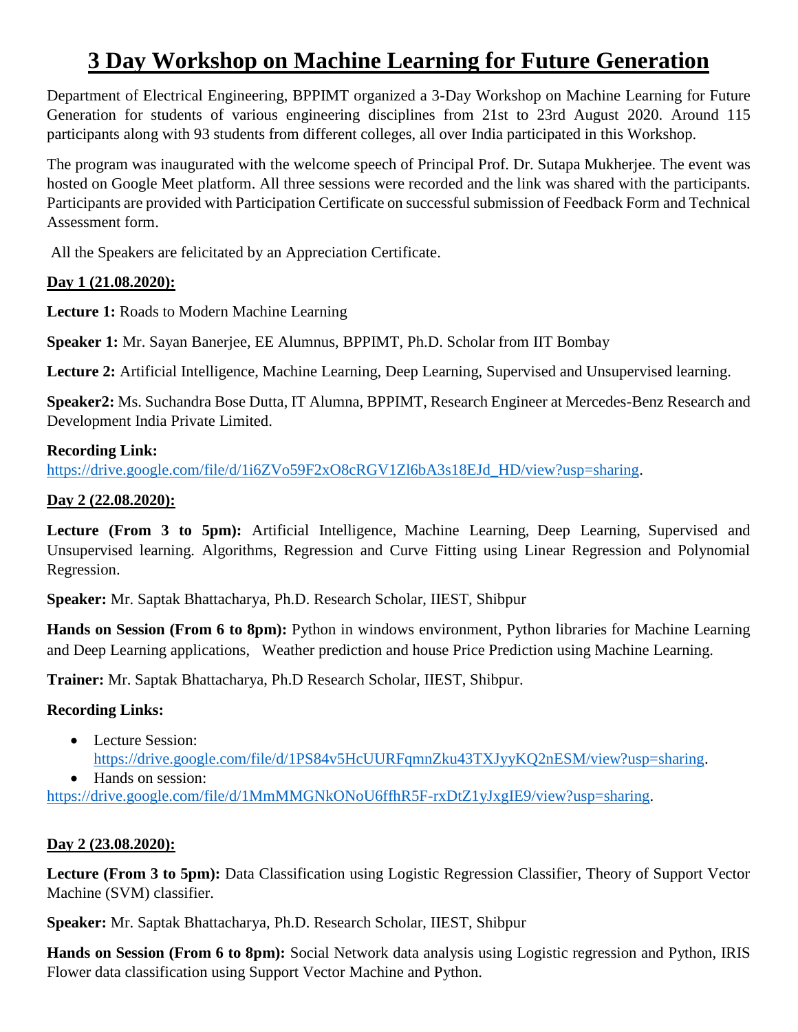// Transcription of "3 Day Workshop on Machine Learning for Future Generation" (page 1 of 3)

# 3 Day Workshop on Machine Learning for Future Generation

Department of Electrical Engineering, BPPIMT organized a 3-Day Workshop on Machine Learning for Future Generation for students of various engineering disciplines from 21st to 23rd August 2020. Around 115 participants along with 93 students from different colleges, all over India participated in this Workshop.

The program was inaugurated with the welcome speech of Principal Prof. Dr. Sutapa Mukherjee. The event was hosted on Google Meet platform. All three sessions were recorded and the link was shared with the participants. Participants are provided with Participation Certificate on successful submission of Feedback Form and Technical Assessment form.

All the Speakers are felicitated by an Appreciation Certificate.

**Day 1 (21.08.2020):**

**Lecture 1:** Roads to Modern Machine Learning

**Speaker 1:** Mr. Sayan Banerjee, EE Alumnus, BPPIMT, Ph.D. Scholar from IIT Bombay

**Lecture 2:** Artificial Intelligence, Machine Learning, Deep Learning, Supervised and Unsupervised learning.

**Speaker2:** Ms. Suchandra Bose Dutta, IT Alumna, BPPIMT, Research Engineer at Mercedes-Benz Research and Development India Private Limited.

**Recording Link:**
https://drive.google.com/file/d/1i6ZVo59F2xO8cRGV1Zl6bA3s18EJd_HD/view?usp=sharing.

**Day 2 (22.08.2020):**

**Lecture (From 3 to 5pm):** Artificial Intelligence, Machine Learning, Deep Learning, Supervised and Unsupervised learning. Algorithms, Regression and Curve Fitting using Linear Regression and Polynomial Regression.

**Speaker:** Mr. Saptak Bhattacharya, Ph.D. Research Scholar, IIEST, Shibpur

**Hands on Session (From 6 to 8pm):** Python in windows environment, Python libraries for Machine Learning and Deep Learning applications, Weather prediction and house Price Prediction using Machine Learning.

**Trainer:** Mr. Saptak Bhattacharya, Ph.D Research Scholar, IIEST, Shibpur.

**Recording Links:**

- Lecture Session: https://drive.google.com/file/d/1PS84v5HcUURFqmnZku43TXJyyKQ2nESM/view?usp=sharing.
- Hands on session:

https://drive.google.com/file/d/1MmMMGNkONoU6ffhR5F-rxDtZ1yJxgIE9/view?usp=sharing.

**Day 2 (23.08.2020):**

**Lecture (From 3 to 5pm):** Data Classification using Logistic Regression Classifier, Theory of Support Vector Machine (SVM) classifier.

**Speaker:** Mr. Saptak Bhattacharya, Ph.D. Research Scholar, IIEST, Shibpur

**Hands on Session (From 6 to 8pm):** Social Network data analysis using Logistic regression and Python, IRIS Flower data classification using Support Vector Machine and Python.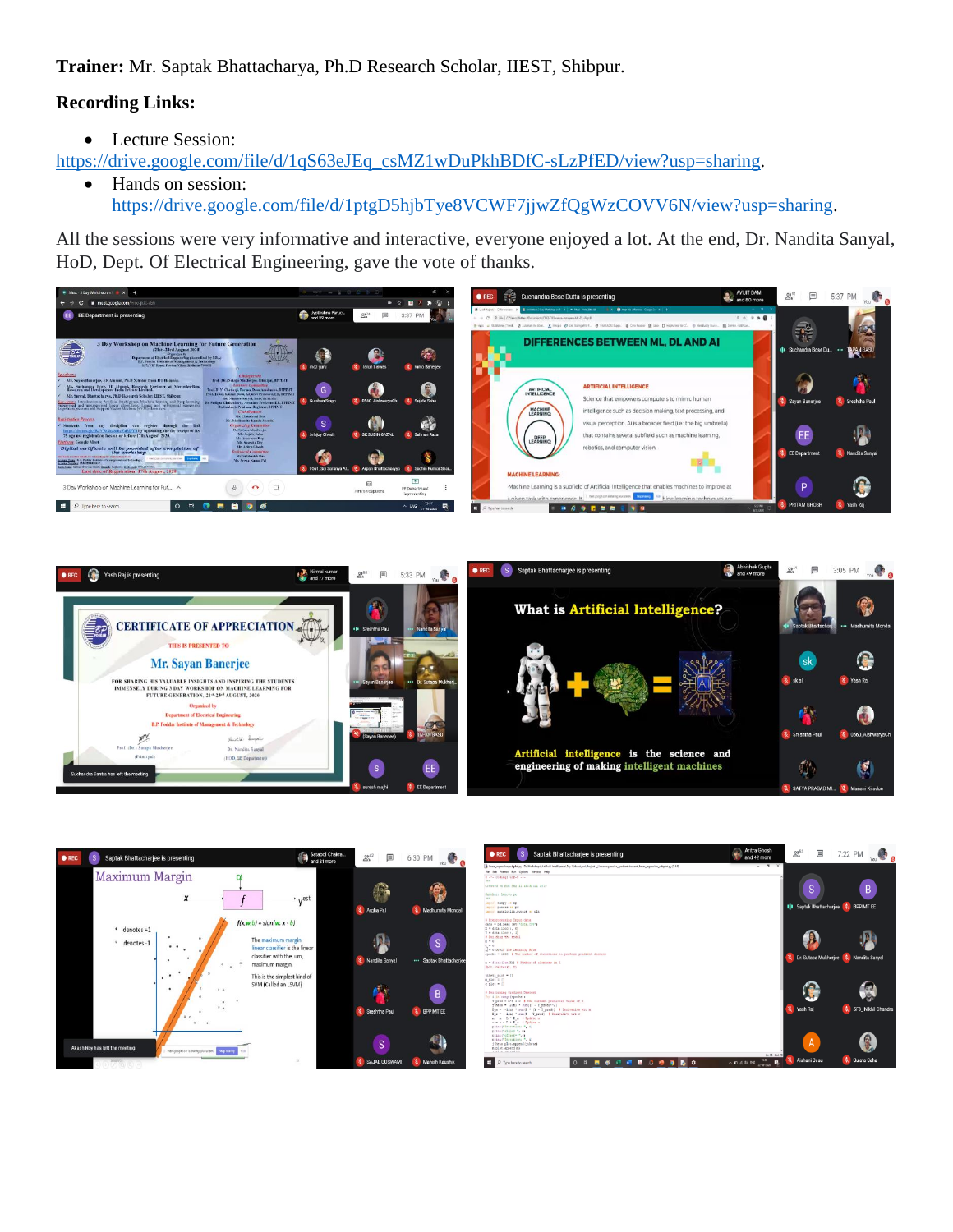**Trainer:** Mr. Saptak Bhattacharya, Ph.D Research Scholar, IIEST, Shibpur.

**Recording Links:**

- Lecture Session: https://drive.google.com/file/d/1qS63eJEq_csMZ1wDuPkhBDfC-sLzPfED/view?usp=sharing.
- Hands on session: https://drive.google.com/file/d/1ptgD5hjbTye8VCWF7jjwZfQgWzCOVV6N/view?usp=sharing.

All the sessions were very informative and interactive, everyone enjoyed a lot. At the end, Dr. Nandita Sanyal, HoD, Dept. Of Electrical Engineering, gave the vote of thanks.